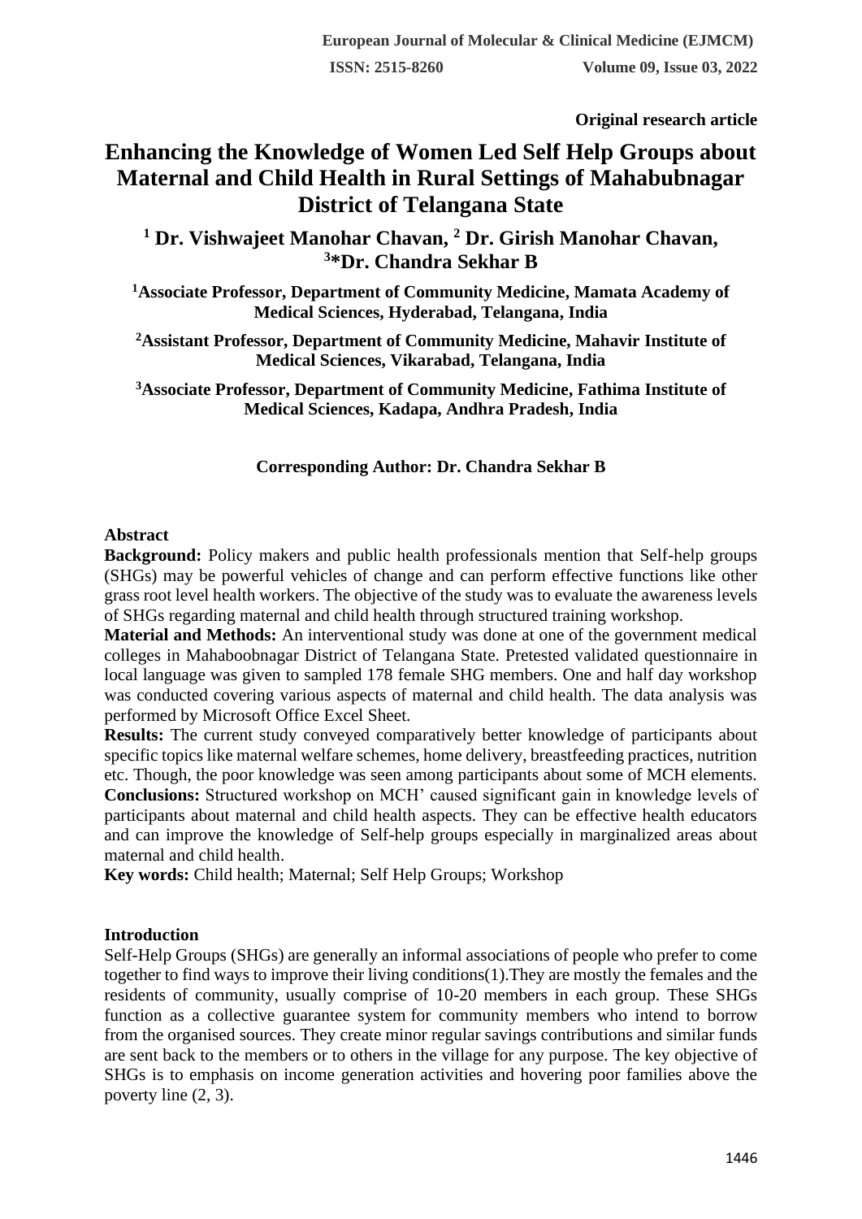Original research article

# Enhancing the Knowledge of Women Led Self Help Groups about Maternal and Child Health in Rural Settings of Mahabubnagar District of Telangana State

**[1] Dr. Vishwajeet Manohar Chavan, [2] Dr. Girish Manohar Chavan, [3]*Dr. Chandra Sekhar B**

**[1]Associate Professor, Department of Community Medicine, Mamata Academy of Medical Sciences, Hyderabad, Telangana, India**

**[2]Assistant Professor, Department of Community Medicine, Mahavir Institute of Medical Sciences, Vikarabad, Telangana, India**

**[3]Associate Professor, Department of Community Medicine, Fathima Institute of Medical Sciences, Kadapa, Andhra Pradesh, India**

**Corresponding Author: Dr. Chandra Sekhar B**

## Abstract

**Background:** Policy makers and public health professionals mention that Self-help groups (SHGs) may be powerful vehicles of change and can perform effective functions like other grass root level health workers. The objective of the study was to evaluate the awareness levels of SHGs regarding maternal and child health through structured training workshop.

**Material and Methods:** An interventional study was done at one of the government medical colleges in Mahaboobnagar District of Telangana State. Pretested validated questionnaire in local language was given to sampled 178 female SHG members. One and half day workshop was conducted covering various aspects of maternal and child health. The data analysis was performed by Microsoft Office Excel Sheet.

**Results:** The current study conveyed comparatively better knowledge of participants about specific topics like maternal welfare schemes, home delivery, breastfeeding practices, nutrition etc. Though, the poor knowledge was seen among participants about some of MCH elements.

**Conclusions:** Structured workshop on MCH' caused significant gain in knowledge levels of participants about maternal and child health aspects. They can be effective health educators and can improve the knowledge of Self-help groups especially in marginalized areas about maternal and child health.

**Key words:** Child health; Maternal; Self Help Groups; Workshop

## Introduction

Self-Help Groups (SHGs) are generally an informal associations of people who prefer to come together to find ways to improve their living conditions(1).They are mostly the females and the residents of community, usually comprise of 10-20 members in each group. These SHGs function as a collective guarantee system for community members who intend to borrow from the organised sources. They create minor regular savings contributions and similar funds are sent back to the members or to others in the village for any purpose. The key objective of SHGs is to emphasis on income generation activities and hovering poor families above the poverty line (2, 3).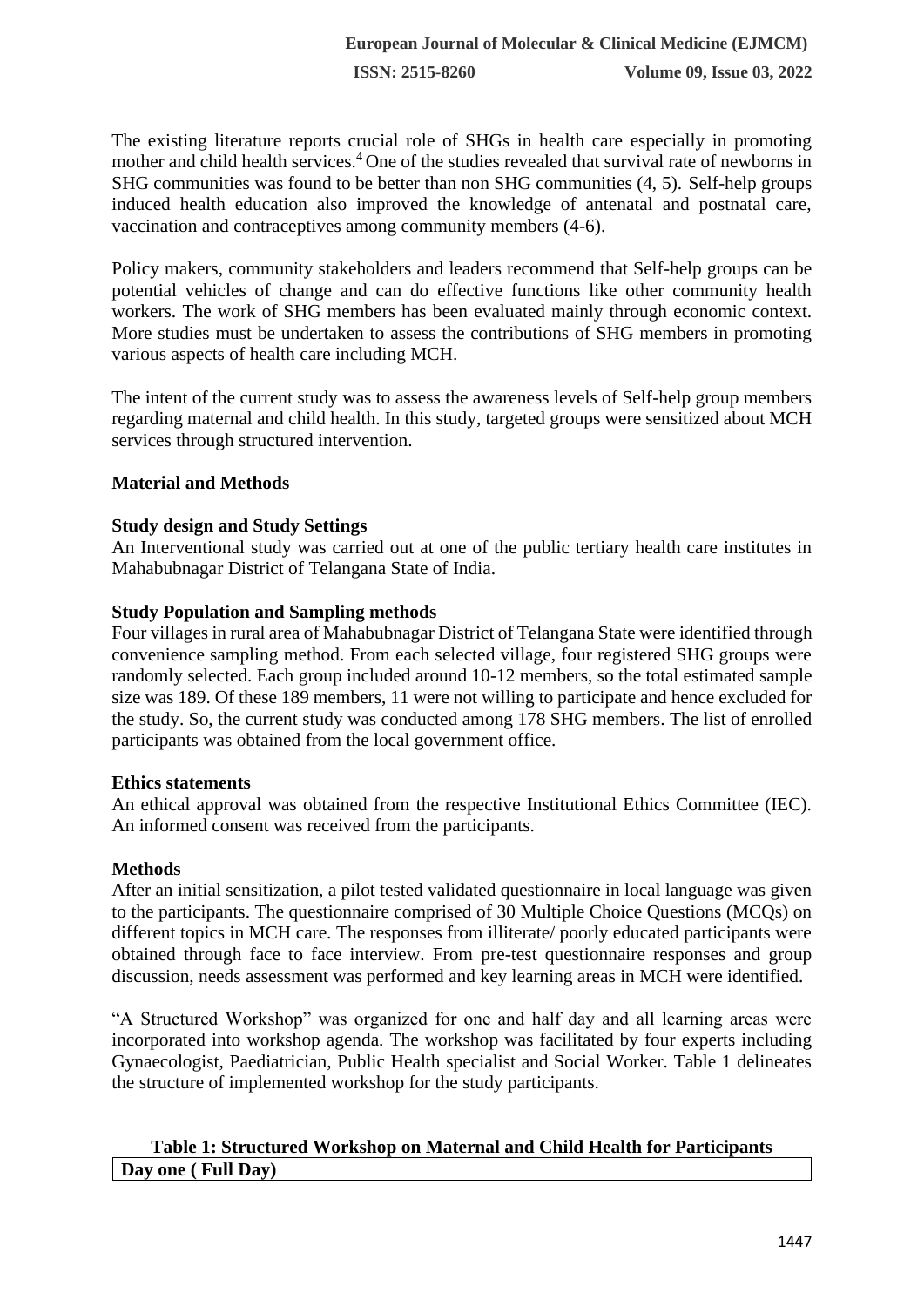The existing literature reports crucial role of SHGs in health care especially in promoting mother and child health services.[4] One of the studies revealed that survival rate of newborns in SHG communities was found to be better than non SHG communities (4, 5). Self-help groups induced health education also improved the knowledge of antenatal and postnatal care, vaccination and contraceptives among community members (4-6).

Policy makers, community stakeholders and leaders recommend that Self-help groups can be potential vehicles of change and can do effective functions like other community health workers. The work of SHG members has been evaluated mainly through economic context. More studies must be undertaken to assess the contributions of SHG members in promoting various aspects of health care including MCH.

The intent of the current study was to assess the awareness levels of Self-help group members regarding maternal and child health. In this study, targeted groups were sensitized about MCH services through structured intervention.

## Material and Methods

### Study design and Study Settings

An Interventional study was carried out at one of the public tertiary health care institutes in Mahabubnagar District of Telangana State of India.

### Study Population and Sampling methods

Four villages in rural area of Mahabubnagar District of Telangana State were identified through convenience sampling method. From each selected village, four registered SHG groups were randomly selected. Each group included around 10-12 members, so the total estimated sample size was 189. Of these 189 members, 11 were not willing to participate and hence excluded for the study. So, the current study was conducted among 178 SHG members. The list of enrolled participants was obtained from the local government office.

### Ethics statements

An ethical approval was obtained from the respective Institutional Ethics Committee (IEC). An informed consent was received from the participants.

### Methods

After an initial sensitization, a pilot tested validated questionnaire in local language was given to the participants. The questionnaire comprised of 30 Multiple Choice Questions (MCQs) on different topics in MCH care. The responses from illiterate/ poorly educated participants were obtained through face to face interview. From pre-test questionnaire responses and group discussion, needs assessment was performed and key learning areas in MCH were identified.

"A Structured Workshop" was organized for one and half day and all learning areas were incorporated into workshop agenda. The workshop was facilitated by four experts including Gynaecologist, Paediatrician, Public Health specialist and Social Worker. Table 1 delineates the structure of implemented workshop for the study participants.

**Table 1: Structured Workshop on Maternal and Child Health for Participants**

| Day one ( Full Day) |
|---|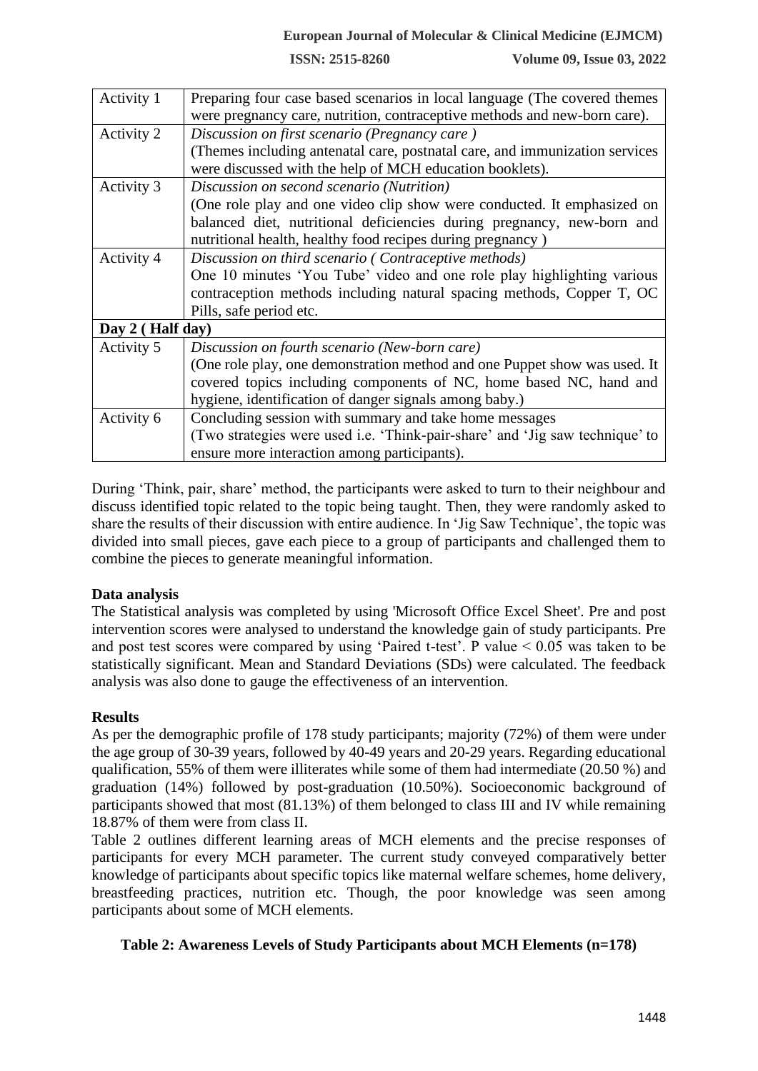| Activity 1 | Preparing four case based scenarios in local language (The covered themes were pregnancy care, nutrition, contraceptive methods and new-born care). |
|---|---|
| Activity 2 | *Discussion on first scenario (Pregnancy care )* (Themes including antenatal care, postnatal care, and immunization services were discussed with the help of MCH education booklets). |
| Activity 3 | *Discussion on second scenario (Nutrition)* (One role play and one video clip show were conducted. It emphasized on balanced diet, nutritional deficiencies during pregnancy, new-born and nutritional health, healthy food recipes during pregnancy ) |
| Activity 4 | *Discussion on third scenario ( Contraceptive methods)* One 10 minutes 'You Tube' video and one role play highlighting various contraception methods including natural spacing methods, Copper T, OC Pills, safe period etc. |
| **Day 2 ( Half day)** | |
| Activity 5 | *Discussion on fourth scenario (New-born care)* (One role play, one demonstration method and one Puppet show was used. It covered topics including components of NC, home based NC, hand and hygiene, identification of danger signals among baby.) |
| Activity 6 | Concluding session with summary and take home messages (Two strategies were used i.e. 'Think-pair-share' and 'Jig saw technique' to ensure more interaction among participants). |

During 'Think, pair, share' method, the participants were asked to turn to their neighbour and discuss identified topic related to the topic being taught. Then, they were randomly asked to share the results of their discussion with entire audience. In 'Jig Saw Technique', the topic was divided into small pieces, gave each piece to a group of participants and challenged them to combine the pieces to generate meaningful information.

**Data analysis**

The Statistical analysis was completed by using 'Microsoft Office Excel Sheet'. Pre and post intervention scores were analysed to understand the knowledge gain of study participants. Pre and post test scores were compared by using 'Paired t-test'. P value $< 0.05$ was taken to be statistically significant. Mean and Standard Deviations (SDs) were calculated. The feedback analysis was also done to gauge the effectiveness of an intervention.

**Results**

As per the demographic profile of 178 study participants; majority (72%) of them were under the age group of 30-39 years, followed by 40-49 years and 20-29 years. Regarding educational qualification, 55% of them were illiterates while some of them had intermediate (20.50 %) and graduation (14%) followed by post-graduation (10.50%). Socioeconomic background of participants showed that most (81.13%) of them belonged to class III and IV while remaining 18.87% of them were from class II.

Table 2 outlines different learning areas of MCH elements and the precise responses of participants for every MCH parameter. The current study conveyed comparatively better knowledge of participants about specific topics like maternal welfare schemes, home delivery, breastfeeding practices, nutrition etc. Though, the poor knowledge was seen among participants about some of MCH elements.

**Table 2: Awareness Levels of Study Participants about MCH Elements (n=178)**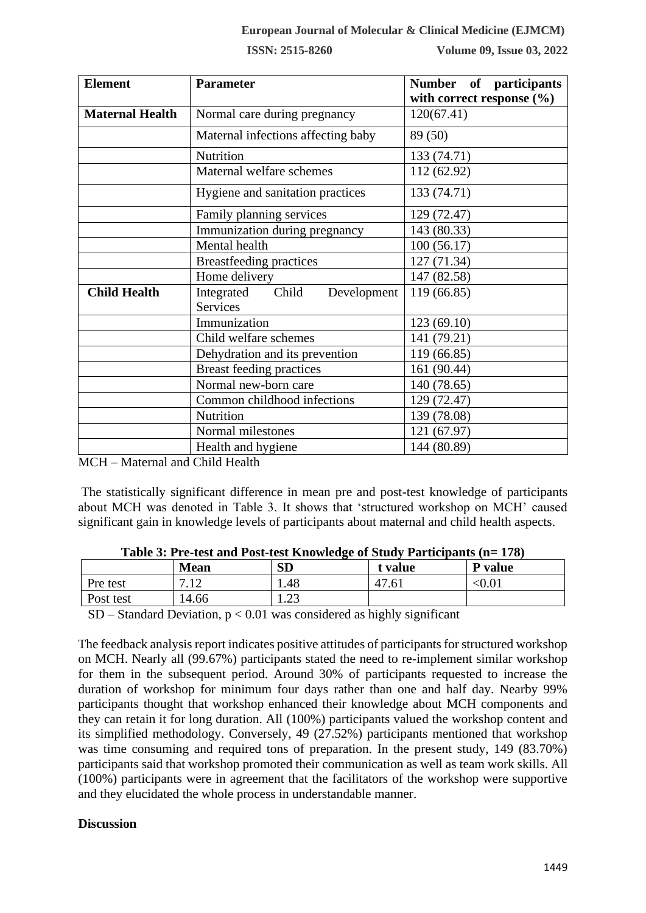| Element | Parameter | Number of participants with correct response (%) |
|---|---|---|
| **Maternal Health** | Normal care during pregnancy | 120(67.41) |
| | Maternal infections affecting baby | 89 (50) |
| | Nutrition | 133 (74.71) |
| | Maternal welfare schemes | 112 (62.92) |
| | Hygiene and sanitation practices | 133 (74.71) |
| | Family planning services | 129 (72.47) |
| | Immunization during pregnancy | 143 (80.33) |
| | Mental health | 100 (56.17) |
| | Breastfeeding practices | 127 (71.34) |
| | Home delivery | 147 (82.58) |
| **Child Health** | Integrated Child Development Services | 119 (66.85) |
| | Immunization | 123 (69.10) |
| | Child welfare schemes | 141 (79.21) |
| | Dehydration and its prevention | 119 (66.85) |
| | Breast feeding practices | 161 (90.44) |
| | Normal new-born care | 140 (78.65) |
| | Common childhood infections | 129 (72.47) |
| | Nutrition | 139 (78.08) |
| | Normal milestones | 121 (67.97) |
| | Health and hygiene | 144 (80.89) |

MCH – Maternal and Child Health

The statistically significant difference in mean pre and post-test knowledge of participants about MCH was denoted in Table 3. It shows that 'structured workshop on MCH' caused significant gain in knowledge levels of participants about maternal and child health aspects.

**Table 3: Pre-test and Post-test Knowledge of Study Participants (n= 178)**

| | Mean | SD | t value | P value |
|---|---|---|---|---|
| Pre test | 7.12 | 1.48 | 47.61 | <0.01 |
| Post test | 14.66 | 1.23 | | |

SD – Standard Deviation, $p < 0.01$ was considered as highly significant

The feedback analysis report indicates positive attitudes of participants for structured workshop on MCH. Nearly all (99.67%) participants stated the need to re-implement similar workshop for them in the subsequent period. Around 30% of participants requested to increase the duration of workshop for minimum four days rather than one and half day. Nearby 99% participants thought that workshop enhanced their knowledge about MCH components and they can retain it for long duration. All (100%) participants valued the workshop content and its simplified methodology. Conversely, 49 (27.52%) participants mentioned that workshop was time consuming and required tons of preparation. In the present study, 149 (83.70%) participants said that workshop promoted their communication as well as team work skills. All (100%) participants were in agreement that the facilitators of the workshop were supportive and they elucidated the whole process in understandable manner.

## Discussion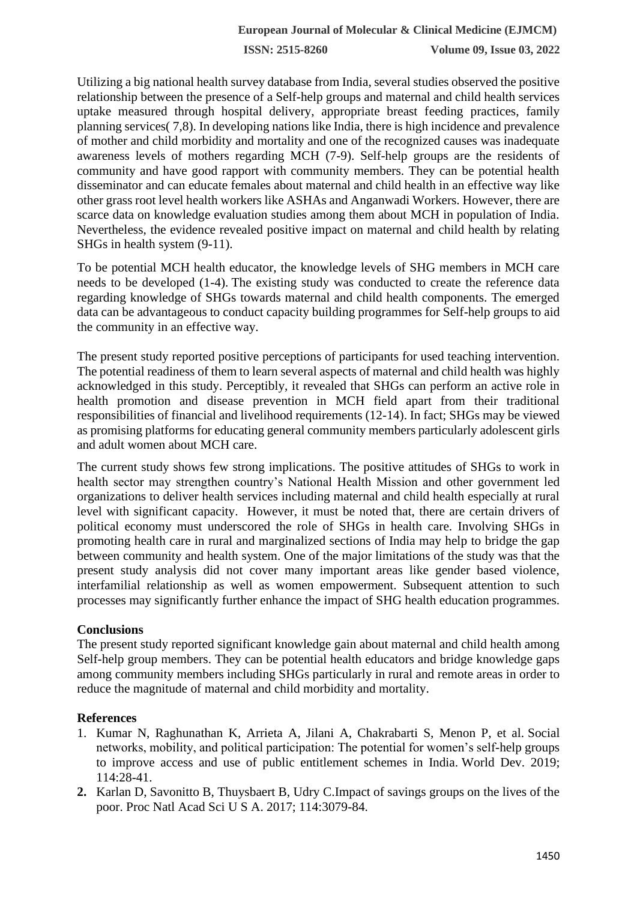Utilizing a big national health survey database from India, several studies observed the positive relationship between the presence of a Self-help groups and maternal and child health services uptake measured through hospital delivery, appropriate breast feeding practices, family planning services( 7,8). In developing nations like India, there is high incidence and prevalence of mother and child morbidity and mortality and one of the recognized causes was inadequate awareness levels of mothers regarding MCH (7-9). Self-help groups are the residents of community and have good rapport with community members. They can be potential health disseminator and can educate females about maternal and child health in an effective way like other grass root level health workers like ASHAs and Anganwadi Workers. However, there are scarce data on knowledge evaluation studies among them about MCH in population of India. Nevertheless, the evidence revealed positive impact on maternal and child health by relating SHGs in health system (9-11).

To be potential MCH health educator, the knowledge levels of SHG members in MCH care needs to be developed (1-4). The existing study was conducted to create the reference data regarding knowledge of SHGs towards maternal and child health components. The emerged data can be advantageous to conduct capacity building programmes for Self-help groups to aid the community in an effective way.

The present study reported positive perceptions of participants for used teaching intervention. The potential readiness of them to learn several aspects of maternal and child health was highly acknowledged in this study. Perceptibly, it revealed that SHGs can perform an active role in health promotion and disease prevention in MCH field apart from their traditional responsibilities of financial and livelihood requirements (12-14). In fact; SHGs may be viewed as promising platforms for educating general community members particularly adolescent girls and adult women about MCH care.

The current study shows few strong implications. The positive attitudes of SHGs to work in health sector may strengthen country's National Health Mission and other government led organizations to deliver health services including maternal and child health especially at rural level with significant capacity. However, it must be noted that, there are certain drivers of political economy must underscored the role of SHGs in health care. Involving SHGs in promoting health care in rural and marginalized sections of India may help to bridge the gap between community and health system. One of the major limitations of the study was that the present study analysis did not cover many important areas like gender based violence, interfamilial relationship as well as women empowerment. Subsequent attention to such processes may significantly further enhance the impact of SHG health education programmes.

## Conclusions

The present study reported significant knowledge gain about maternal and child health among Self-help group members. They can be potential health educators and bridge knowledge gaps among community members including SHGs particularly in rural and remote areas in order to reduce the magnitude of maternal and child morbidity and mortality.

## References

1. Kumar N, Raghunathan K, Arrieta A, Jilani A, Chakrabarti S, Menon P, et al. Social networks, mobility, and political participation: The potential for women's self-help groups to improve access and use of public entitlement schemes in India. World Dev. 2019; 114:28-41.
2. Karlan D, Savonitto B, Thuysbaert B, Udry C.Impact of savings groups on the lives of the poor. Proc Natl Acad Sci U S A. 2017; 114:3079-84.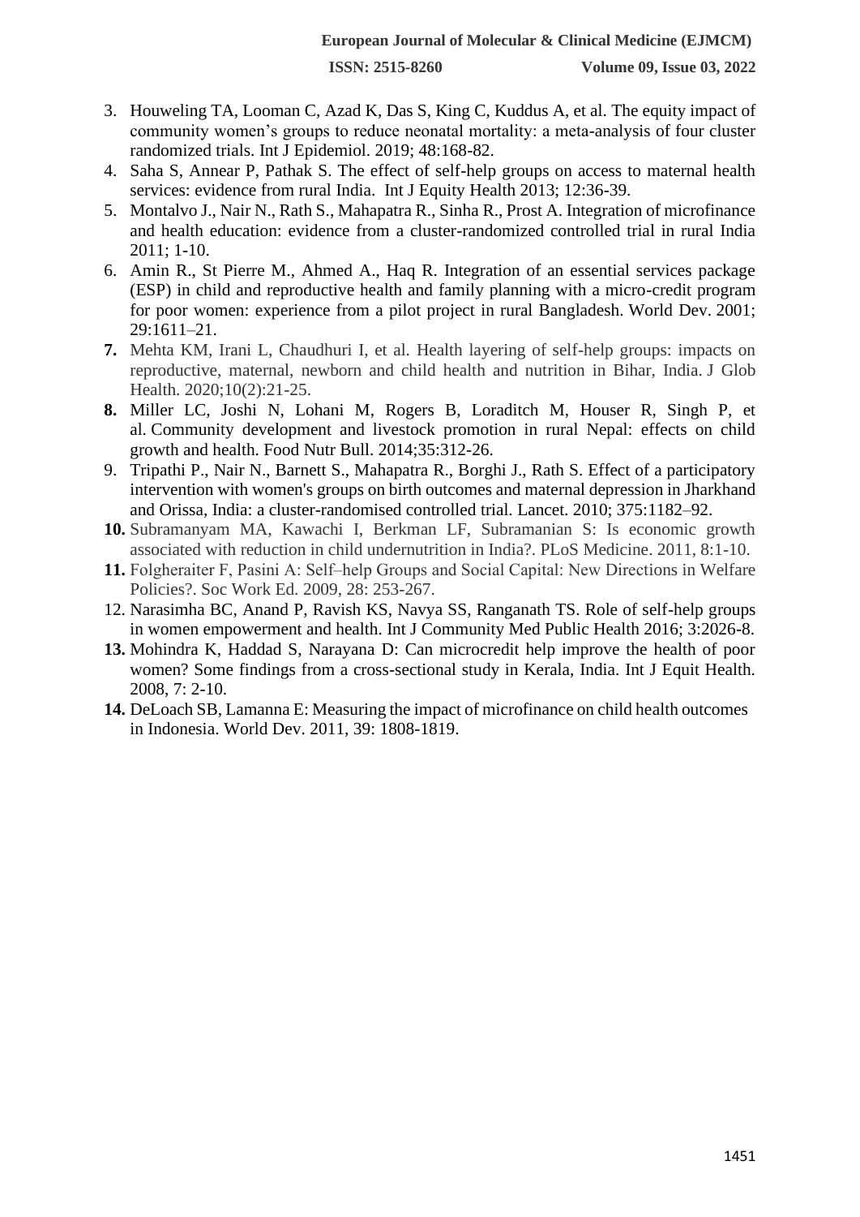3. Houweling TA, Looman C, Azad K, Das S, King C, Kuddus A, et al. The equity impact of community women's groups to reduce neonatal mortality: a meta-analysis of four cluster randomized trials. Int J Epidemiol. 2019; 48:168-82.
4. Saha S, Annear P, Pathak S. The effect of self-help groups on access to maternal health services: evidence from rural India. Int J Equity Health 2013; 12:36-39.
5. Montalvo J., Nair N., Rath S., Mahapatra R., Sinha R., Prost A. Integration of microfinance and health education: evidence from a cluster-randomized controlled trial in rural India 2011; 1-10.
6. Amin R., St Pierre M., Ahmed A., Haq R. Integration of an essential services package (ESP) in child and reproductive health and family planning with a micro-credit program for poor women: experience from a pilot project in rural Bangladesh. World Dev. 2001; 29:1611–21.
7. Mehta KM, Irani L, Chaudhuri I, et al. Health layering of self-help groups: impacts on reproductive, maternal, newborn and child health and nutrition in Bihar, India. J Glob Health. 2020;10(2):21-25.
8. Miller LC, Joshi N, Lohani M, Rogers B, Loraditch M, Houser R, Singh P, et al. Community development and livestock promotion in rural Nepal: effects on child growth and health. Food Nutr Bull. 2014;35:312-26.
9. Tripathi P., Nair N., Barnett S., Mahapatra R., Borghi J., Rath S. Effect of a participatory intervention with women's groups on birth outcomes and maternal depression in Jharkhand and Orissa, India: a cluster-randomised controlled trial. Lancet. 2010; 375:1182–92.
10. Subramanyam MA, Kawachi I, Berkman LF, Subramanian S: Is economic growth associated with reduction in child undernutrition in India?. PLoS Medicine. 2011, 8:1-10.
11. Folgheraiter F, Pasini A: Self–help Groups and Social Capital: New Directions in Welfare Policies?. Soc Work Ed. 2009, 28: 253-267.
12. Narasimha BC, Anand P, Ravish KS, Navya SS, Ranganath TS. Role of self-help groups in women empowerment and health. Int J Community Med Public Health 2016; 3:2026-8.
13. Mohindra K, Haddad S, Narayana D: Can microcredit help improve the health of poor women? Some findings from a cross-sectional study in Kerala, India. Int J Equit Health. 2008, 7: 2-10.
14. DeLoach SB, Lamanna E: Measuring the impact of microfinance on child health outcomes in Indonesia. World Dev. 2011, 39: 1808-1819.